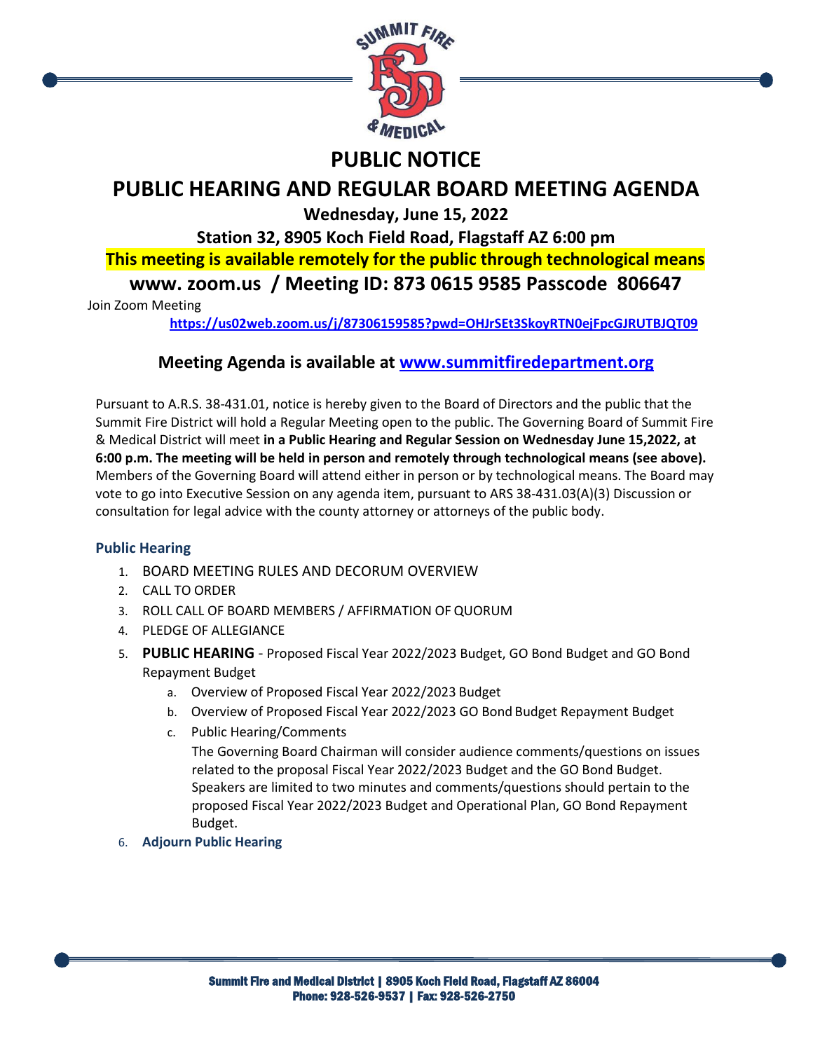# PUBLIC NOTICE

# PUBLIC HEARING AND REGULAR BOARD MEETING AGENDA

**Wednesday, June 15, 2022**

**Station 32, 8905 Koch Field Road, Flagstaff AZ 6:00 pm**

**This meeting is available remotely for the public through technological means**

**www. zoom.us / Meeting ID: 873 0615 9585 Passcode 806647**

Join Zoom Meeting

https://us02web.zoom.us/j/87306159585?pwd=OHJrSEt3SkoyRTN0ejFpcGJRUTBJQT09

## Meeting Agenda is available at www.summitfiredepartment.org

Pursuant to A.R.S. 38-431.01, notice is hereby given to the Board of Directors and the public that the Summit Fire District will hold a Regular Meeting open to the public. The Governing Board of Summit Fire & Medical District will meet **in a Public Hearing and Regular Session on Wednesday June 15,2022, at 6:00 p.m. The meeting will be held in person and remotely through technological means (see above).** Members of the Governing Board will attend either in person or by technological means. The Board may vote to go into Executive Session on any agenda item, pursuant to ARS 38-431.03(A)(3) Discussion or consultation for legal advice with the county attorney or attorneys of the public body.

### Public Hearing

1. BOARD MEETING RULES AND DECORUM OVERVIEW
2. CALL TO ORDER
3. ROLL CALL OF BOARD MEMBERS / AFFIRMATION OF QUORUM
4. PLEDGE OF ALLEGIANCE
5. **PUBLIC HEARING** - Proposed Fiscal Year 2022/2023 Budget, GO Bond Budget and GO Bond Repayment Budget
   a. Overview of Proposed Fiscal Year 2022/2023 Budget
   b. Overview of Proposed Fiscal Year 2022/2023 GO Bond Budget Repayment Budget
   c. Public Hearing/Comments
      The Governing Board Chairman will consider audience comments/questions on issues related to the proposal Fiscal Year 2022/2023 Budget and the GO Bond Budget. Speakers are limited to two minutes and comments/questions should pertain to the proposed Fiscal Year 2022/2023 Budget and Operational Plan, GO Bond Repayment Budget.
6. **Adjourn Public Hearing**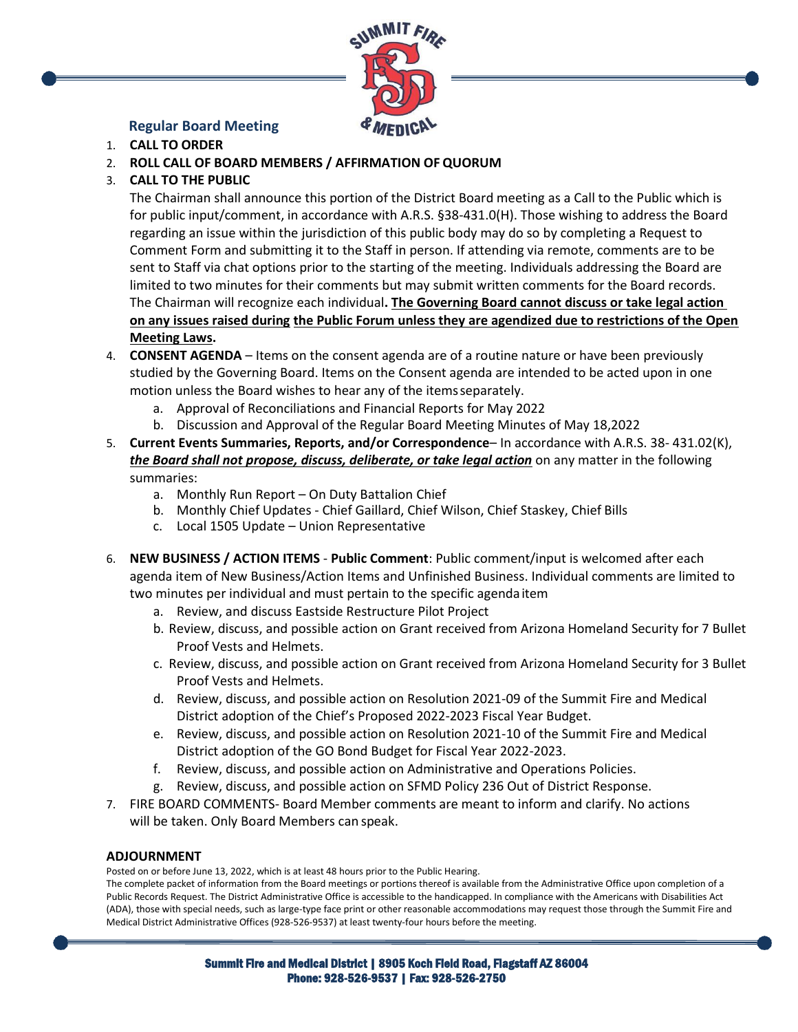## Regular Board Meeting

1. **CALL TO ORDER**
2. **ROLL CALL OF BOARD MEMBERS / AFFIRMATION OF QUORUM**
3. **CALL TO THE PUBLIC**

   The Chairman shall announce this portion of the District Board meeting as a Call to the Public which is for public input/comment, in accordance with A.R.S. §38-431.0(H). Those wishing to address the Board regarding an issue within the jurisdiction of this public body may do so by completing a Request to Comment Form and submitting it to the Staff in person. If attending via remote, comments are to be sent to Staff via chat options prior to the starting of the meeting. Individuals addressing the Board are limited to two minutes for their comments but may submit written comments for the Board records. The Chairman will recognize each individual**. The Governing Board cannot discuss or take legal action on any issues raised during the Public Forum unless they are agendized due to restrictions of the Open Meeting Laws.**

4. **CONSENT AGENDA** – Items on the consent agenda are of a routine nature or have been previously studied by the Governing Board. Items on the Consent agenda are intended to be acted upon in one motion unless the Board wishes to hear any of the items separately.
   a. Approval of Reconciliations and Financial Reports for May 2022
   b. Discussion and Approval of the Regular Board Meeting Minutes of May 18,2022

5. **Current Events Summaries, Reports, and/or Correspondence**– In accordance with A.R.S. 38- 431.02(K), ***the Board shall not propose, discuss, deliberate, or take legal action*** on any matter in the following summaries:
   a. Monthly Run Report – On Duty Battalion Chief
   b. Monthly Chief Updates - Chief Gaillard, Chief Wilson, Chief Staskey, Chief Bills
   c. Local 1505 Update – Union Representative

6. **NEW BUSINESS / ACTION ITEMS** - **Public Comment**: Public comment/input is welcomed after each agenda item of New Business/Action Items and Unfinished Business. Individual comments are limited to two minutes per individual and must pertain to the specific agenda item
   a. Review, and discuss Eastside Restructure Pilot Project
   b. Review, discuss, and possible action on Grant received from Arizona Homeland Security for 7 Bullet Proof Vests and Helmets.
   c. Review, discuss, and possible action on Grant received from Arizona Homeland Security for 3 Bullet Proof Vests and Helmets.
   d. Review, discuss, and possible action on Resolution 2021-09 of the Summit Fire and Medical District adoption of the Chief's Proposed 2022-2023 Fiscal Year Budget.
   e. Review, discuss, and possible action on Resolution 2021-10 of the Summit Fire and Medical District adoption of the GO Bond Budget for Fiscal Year 2022-2023.
   f. Review, discuss, and possible action on Administrative and Operations Policies.
   g. Review, discuss, and possible action on SFMD Policy 236 Out of District Response.

7. FIRE BOARD COMMENTS- Board Member comments are meant to inform and clarify. No actions will be taken. Only Board Members can speak.

**ADJOURNMENT**

Posted on or before June 13, 2022, which is at least 48 hours prior to the Public Hearing.

The complete packet of information from the Board meetings or portions thereof is available from the Administrative Office upon completion of a Public Records Request. The District Administrative Office is accessible to the handicapped. In compliance with the Americans with Disabilities Act (ADA), those with special needs, such as large-type face print or other reasonable accommodations may request those through the Summit Fire and Medical District Administrative Offices (928-526-9537) at least twenty-four hours before the meeting.

Summit Fire and Medical District | 8905 Koch Field Road, Flagstaff AZ 86004
Phone: 928-526-9537 | Fax: 928-526-2750